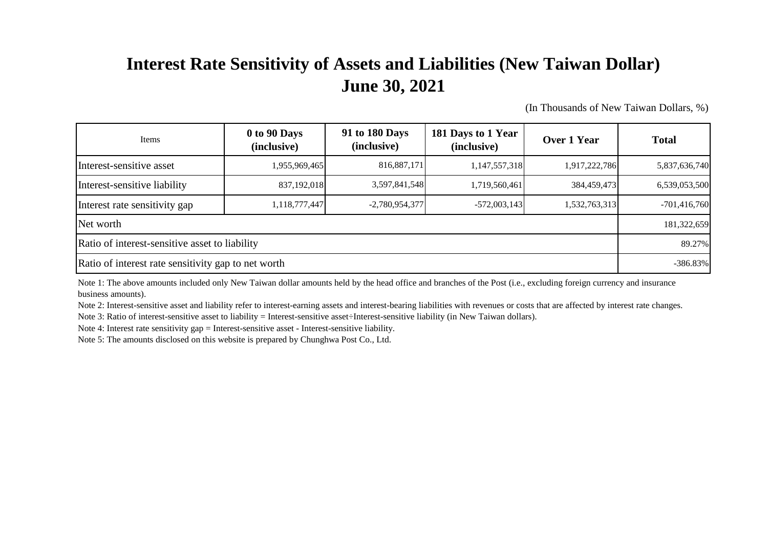# Interest Rate Sensitivity of Assets and Liabilities (New Taiwan Dollar)
# June 30, 2021

(In Thousands of New Taiwan Dollars, %)

| Items | 0 to 90 Days (inclusive) | 91 to 180 Days (inclusive) | 181 Days to 1 Year (inclusive) | Over 1 Year | Total |
|---|---|---|---|---|---|
| Interest-sensitive asset | 1,955,969,465 | 816,887,171 | 1,147,557,318 | 1,917,222,786 | 5,837,636,740 |
| Interest-sensitive liability | 837,192,018 | 3,597,841,548 | 1,719,560,461 | 384,459,473 | 6,539,053,500 |
| Interest rate sensitivity gap | 1,118,777,447 | -2,780,954,377 | -572,003,143 | 1,532,763,313 | -701,416,760 |
| Net worth | | | | | 181,322,659 |
| Ratio of interest-sensitive asset to liability | | | | | 89.27% |
| Ratio of interest rate sensitivity gap to net worth | | | | | -386.83% |

Note 1: The above amounts included only New Taiwan dollar amounts held by the head office and branches of the Post (i.e., excluding foreign currency and insurance business amounts).

Note 2: Interest-sensitive asset and liability refer to interest-earning assets and interest-bearing liabilities with revenues or costs that are affected by interest rate changes.

Note 3: Ratio of interest-sensitive asset to liability = Interest-sensitive asset÷Interest-sensitive liability (in New Taiwan dollars).

Note 4: Interest rate sensitivity gap = Interest-sensitive asset - Interest-sensitive liability.

Note 5: The amounts disclosed on this website is prepared by Chunghwa Post Co., Ltd.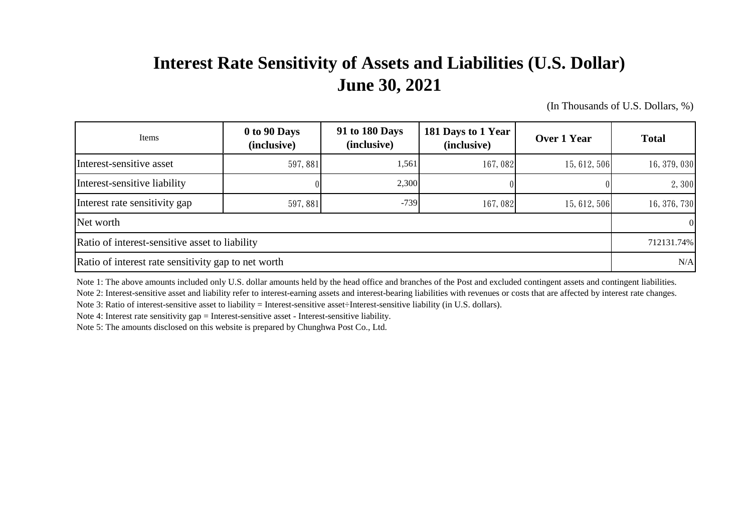# Interest Rate Sensitivity of Assets and Liabilities (U.S. Dollar)
# June 30, 2021

(In Thousands of U.S. Dollars, %)

| Items | 0 to 90 Days (inclusive) | 91 to 180 Days (inclusive) | 181 Days to 1 Year (inclusive) | Over 1 Year | Total |
|---|---|---|---|---|---|
| Interest-sensitive asset | 597, 881 | 1,561 | 167, 082 | 15, 612, 506 | 16, 379, 030 |
| Interest-sensitive liability | 0 | 2,300 | 0 | 0 | 2, 300 |
| Interest rate sensitivity gap | 597, 881 | -739 | 167, 082 | 15, 612, 506 | 16, 376, 730 |
| Net worth | | | | | 0 |
| Ratio of interest-sensitive asset to liability | | | | | 712131.74% |
| Ratio of interest rate sensitivity gap to net worth | | | | | N/A |

Note 1: The above amounts included only U.S. dollar amounts held by the head office and branches of the Post and excluded contingent assets and contingent liabilities.

Note 2: Interest-sensitive asset and liability refer to interest-earning assets and interest-bearing liabilities with revenues or costs that are affected by interest rate changes.

Note 3: Ratio of interest-sensitive asset to liability = Interest-sensitive asset÷Interest-sensitive liability (in U.S. dollars).

Note 4: Interest rate sensitivity gap = Interest-sensitive asset - Interest-sensitive liability.

Note 5: The amounts disclosed on this website is prepared by Chunghwa Post Co., Ltd.